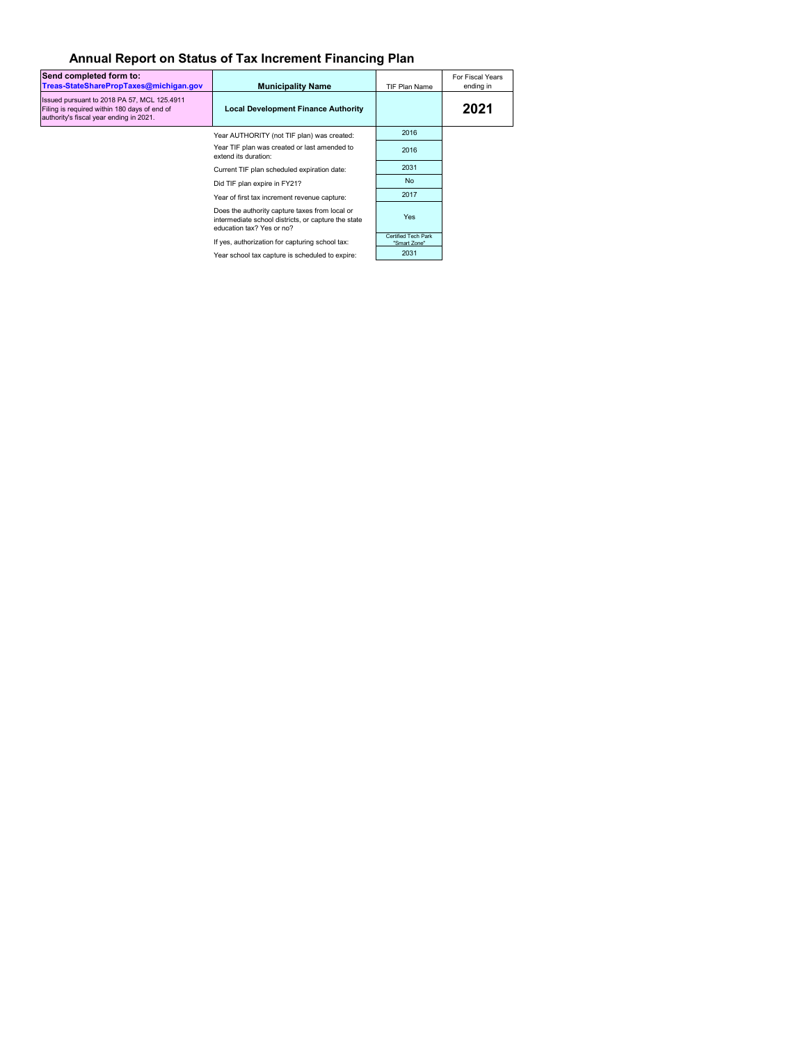# Annual Report on Status of Tax Increment Financing Plan

| **Send completed form to:** **Treas-StateSharePropTaxes@michigan.gov** | **Municipality Name** | TIF Plan Name | For Fiscal Years ending in |
|---|---|---|---|
| Issued pursuant to 2018 PA 57, MCL 125.4911 Filing is required within 180 days of end of authority's fiscal year ending in 2021. | **Local Development Finance Authority** | | **2021** |

| | |
|---|---|
| Year AUTHORITY (not TIF plan) was created: | 2016 |
| Year TIF plan was created or last amended to extend its duration: | 2016 |
| Current TIF plan scheduled expiration date: | 2031 |
| Did TIF plan expire in FY21? | No |
| Year of first tax increment revenue capture: | 2017 |
| Does the authority capture taxes from local or intermediate school districts, or capture the state education tax? Yes or no? | Yes |
| If yes, authorization for capturing school tax: | Certified Tech Park "Smart Zone" |
| Year school tax capture is scheduled to expire: | 2031 |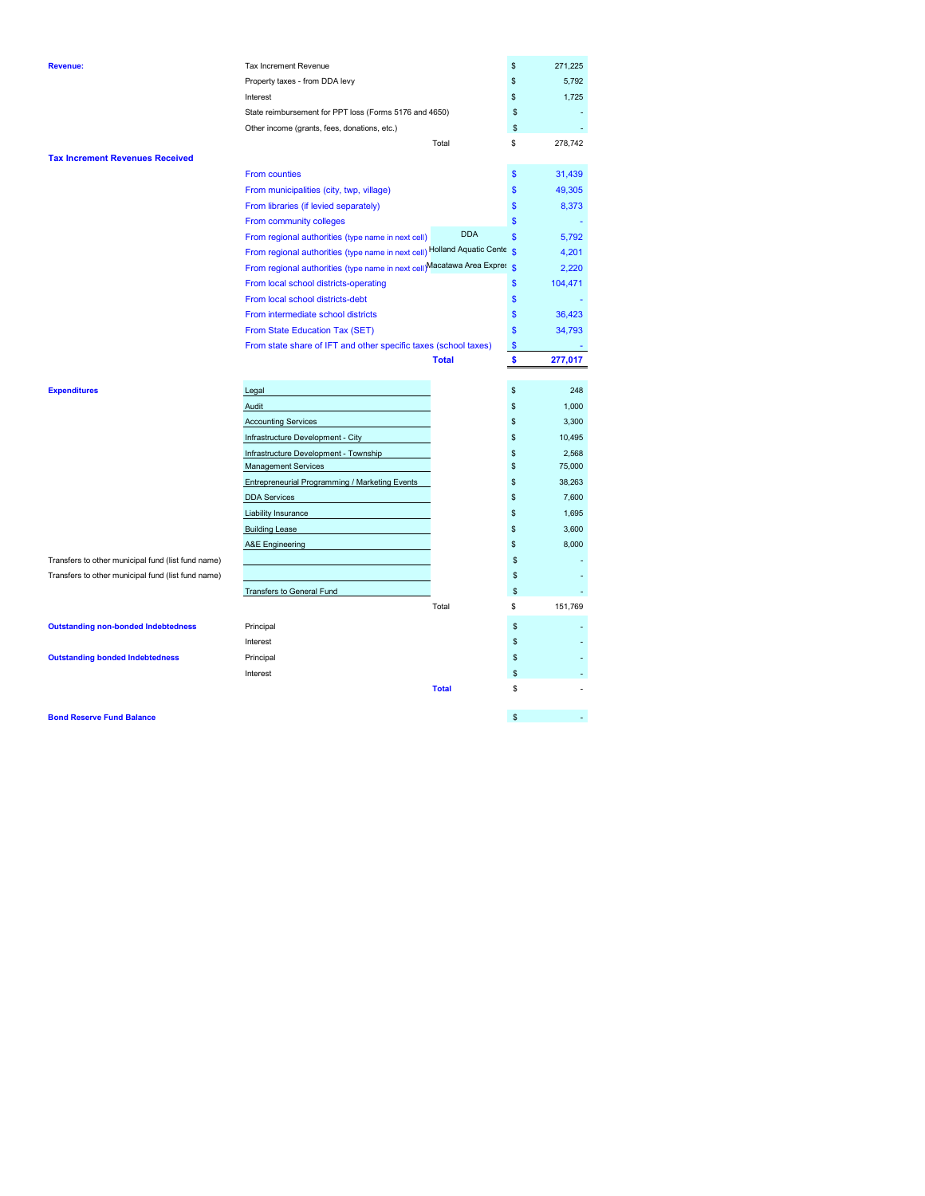| | | | |
|---|---|---|---|
| **Revenue:** | Tax Increment Revenue | | $ 271,225 |
| | Property taxes - from DDA levy | | $ 5,792 |
| | Interest | | $ 1,725 |
| | State reimbursement for PPT loss (Forms 5176 and 4650) | | $ - |
| | Other income (grants, fees, donations, etc.) | | $ - |
| | | Total | $ 278,742 |
| **Tax Increment Revenues Received** | | | |
| | From counties | | $ 31,439 |
| | From municipalities (city, twp, village) | | $ 49,305 |
| | From libraries (if levied separately) | | $ 8,373 |
| | From community colleges | | $ - |
| | From regional authorities (type name in next cell) | DDA | $ 5,792 |
| | From regional authorities (type name in next cell) | Holland Aquatic Cente | $ 4,201 |
| | From regional authorities (type name in next cell) | Macatawa Area Expres | $ 2,220 |
| | From local school districts-operating | | $ 104,471 |
| | From local school districts-debt | | $ - |
| | From intermediate school districts | | $ 36,423 |
| | From State Education Tax (SET) | | $ 34,793 |
| | From state share of IFT and other specific taxes (school taxes) | | $ - |
| | | **Total** | **$ 277,017** |
| **Expenditures** | Legal | | $ 248 |
| | Audit | | $ 1,000 |
| | Accounting Services | | $ 3,300 |
| | Infrastructure Development - City | | $ 10,495 |
| | Infrastructure Development - Township | | $ 2,568 |
| | Management Services | | $ 75,000 |
| | Entrepreneurial Programming / Marketing Events | | $ 38,263 |
| | DDA Services | | $ 7,600 |
| | Liability Insurance | | $ 1,695 |
| | Building Lease | | $ 3,600 |
| | A&E Engineering | | $ 8,000 |
| Transfers to other municipal fund (list fund name) | | | $ - |
| Transfers to other municipal fund (list fund name) | | | $ - |
| | Transfers to General Fund | | $ - |
| | | Total | $ 151,769 |
| **Outstanding non-bonded Indebtedness** | Principal | | $ - |
| | Interest | | $ - |
| **Outstanding bonded Indebtedness** | Principal | | $ - |
| | Interest | | $ - |
| | | **Total** | $ - |
| **Bond Reserve Fund Balance** | | | $ - |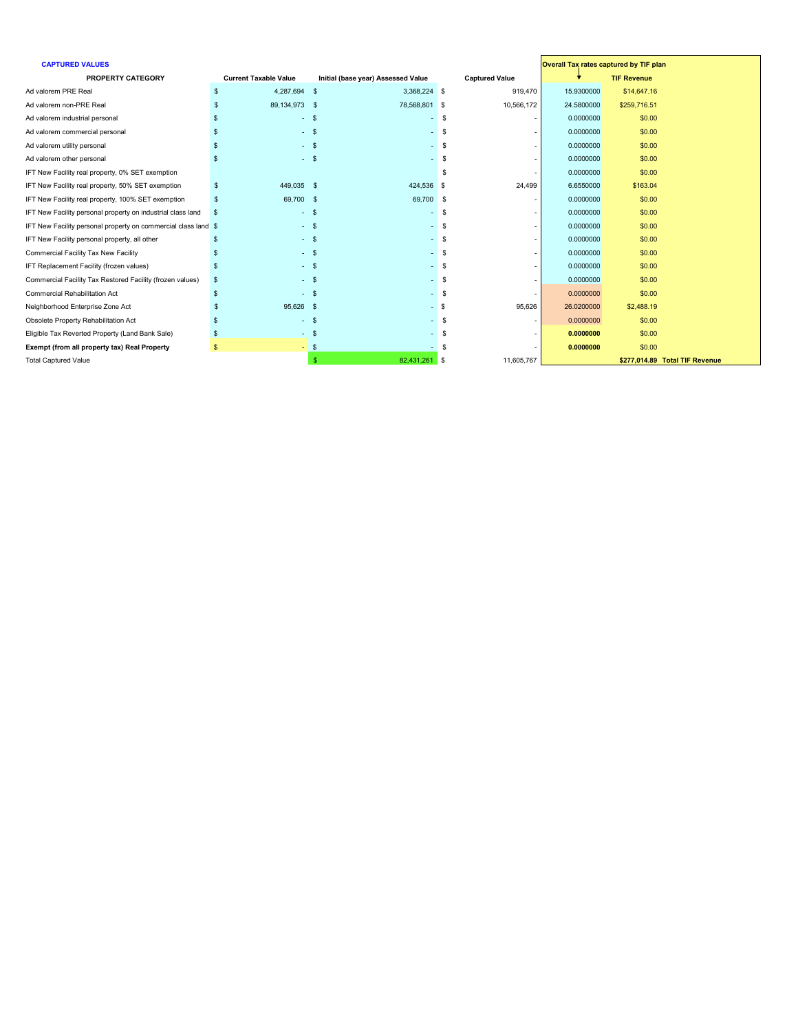**CAPTURED VALUES**

| PROPERTY CATEGORY | Current Taxable Value | Initial (base year) Assessed Value | Captured Value | Overall Tax rates captured by TIF plan | TIF Revenue |
|---|---|---|---|---|---|
| Ad valorem PRE Real | $ 4,287,694 | $ 3,368,224 | $ 919,470 | 15.9300000 | $14,647.16 |
| Ad valorem non-PRE Real | $ 89,134,973 | $ 78,568,801 | $ 10,566,172 | 24.5800000 | $259,716.51 |
| Ad valorem industrial personal | $ - | $ - | $ - | 0.0000000 | $0.00 |
| Ad valorem commercial personal | $ - | $ - | $ - | 0.0000000 | $0.00 |
| Ad valorem utility personal | $ - | $ - | $ - | 0.0000000 | $0.00 |
| Ad valorem other personal | $ - | $ - | $ - | 0.0000000 | $0.00 |
| IFT New Facility real property, 0% SET exemption | | | $ - | 0.0000000 | $0.00 |
| IFT New Facility real property, 50% SET exemption | $ 449,035 | $ 424,536 | $ 24,499 | 6.6550000 | $163.04 |
| IFT New Facility real property, 100% SET exemption | $ 69,700 | $ 69,700 | $ - | 0.0000000 | $0.00 |
| IFT New Facility personal property on industrial class land | $ - | $ - | $ - | 0.0000000 | $0.00 |
| IFT New Facility personal property on commercial class land | $ - | $ - | $ - | 0.0000000 | $0.00 |
| IFT New Facility personal property, all other | $ - | $ - | $ - | 0.0000000 | $0.00 |
| Commercial Facility Tax New Facility | $ - | $ - | $ - | 0.0000000 | $0.00 |
| IFT Replacement Facility (frozen values) | $ - | $ - | $ - | 0.0000000 | $0.00 |
| Commercial Facility Tax Restored Facility (frozen values) | $ - | $ - | $ - | 0.0000000 | $0.00 |
| Commercial Rehabilitation Act | $ - | $ - | $ - | 0.0000000 | $0.00 |
| Neighborhood Enterprise Zone Act | $ 95,626 | $ - | $ 95,626 | 26.0200000 | $2,488.19 |
| Obsolete Property Rehabilitation Act | $ - | $ - | $ - | 0.0000000 | $0.00 |
| Eligible Tax Reverted Property (Land Bank Sale) | $ - | $ - | $ - | **0.0000000** | $0.00 |
| **Exempt (from all property tax) Real Property** | $ - | $ - | $ - | **0.0000000** | $0.00 |
| Total Captured Value | | $ 82,431,261 | $ 11,605,767 | | **$277,014.89 Total TIF Revenue** |